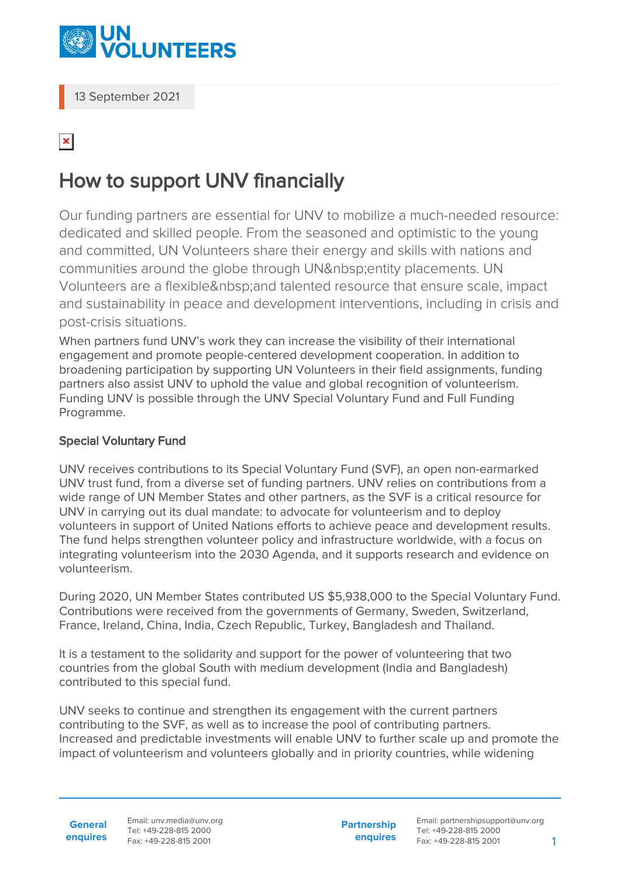13 September 2021

# How to support UNV financially

Our funding partners are essential for UNV to mobilize a much-needed resource: dedicated and skilled people. From the seasoned and optimistic to the young and committed, UN Volunteers share their energy and skills with nations and communities around the globe through UN&nbsp;entity placements. UN Volunteers are a flexible&nbsp;and talented resource that ensure scale, impact and sustainability in peace and development interventions, including in crisis and post-crisis situations.

When partners fund UNV's work they can increase the visibility of their international engagement and promote people-centered development cooperation. In addition to broadening participation by supporting UN Volunteers in their field assignments, funding partners also assist UNV to uphold the value and global recognition of volunteerism. Funding UNV is possible through the UNV Special Voluntary Fund and Full Funding Programme.

### Special Voluntary Fund

UNV receives contributions to its Special Voluntary Fund (SVF), an open non-earmarked UNV trust fund, from a diverse set of funding partners. UNV relies on contributions from a wide range of UN Member States and other partners, as the SVF is a critical resource for UNV in carrying out its dual mandate: to advocate for volunteerism and to deploy volunteers in support of United Nations efforts to achieve peace and development results. The fund helps strengthen volunteer policy and infrastructure worldwide, with a focus on integrating volunteerism into the 2030 Agenda, and it supports research and evidence on volunteerism.

During 2020, UN Member States contributed US $5,938,000 to the Special Voluntary Fund. Contributions were received from the governments of Germany, Sweden, Switzerland, France, Ireland, China, India, Czech Republic, Turkey, Bangladesh and Thailand.

It is a testament to the solidarity and support for the power of volunteering that two countries from the global South with medium development (India and Bangladesh) contributed to this special fund.

UNV seeks to continue and strengthen its engagement with the current partners contributing to the SVF, as well as to increase the pool of contributing partners. Increased and predictable investments will enable UNV to further scale up and promote the impact of volunteerism and volunteers globally and in priority countries, while widening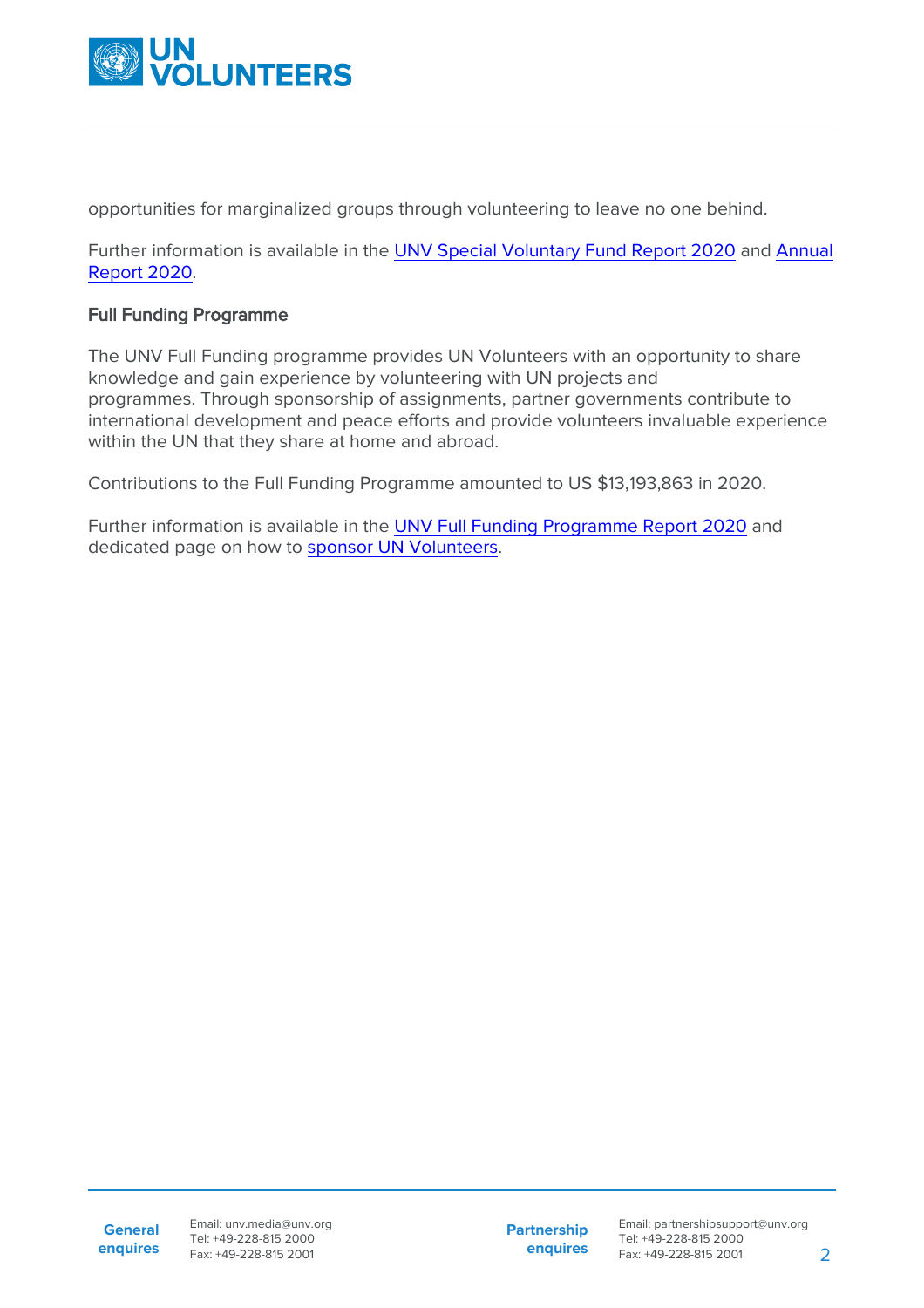opportunities for marginalized groups through volunteering to leave no one behind.

Further information is available in the UNV Special Voluntary Fund Report 2020 and Annual Report 2020.

### Full Funding Programme

The UNV Full Funding programme provides UN Volunteers with an opportunity to share knowledge and gain experience by volunteering with UN projects and programmes. Through sponsorship of assignments, partner governments contribute to international development and peace efforts and provide volunteers invaluable experience within the UN that they share at home and abroad.

Contributions to the Full Funding Programme amounted to US $13,193,863 in 2020.

Further information is available in the UNV Full Funding Programme Report 2020 and dedicated page on how to sponsor UN Volunteers.